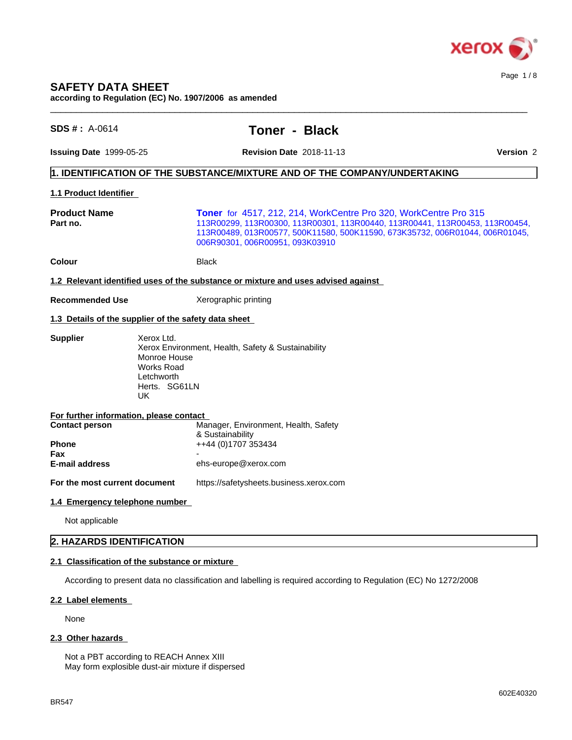# SAFETY DATA SHEET

**according to Regulation (EC) No. 1907/2006 as amended**

**SDS # :** A-0614

# Toner - Black

**Issuing Date** 1999-05-25 **Revision Date** 2018-11-13 **Version** 2

## 1. IDENTIFICATION OF THE SUBSTANCE/MIXTURE AND OF THE COMPANY/UNDERTAKING

### 1.1 Product Identifier

**Product Name** **Toner** for 4517, 212, 214, WorkCentre Pro 320, WorkCentre Pro 315
**Part no.** 113R00299, 113R00300, 113R00301, 113R00440, 113R00441, 113R00453, 113R00454, 113R00489, 013R00577, 500K11580, 500K11590, 673K35732, 006R01044, 006R01045, 006R90301, 006R00951, 093K03910

**Colour** Black

### 1.2 Relevant identified uses of the substance or mixture and uses advised against

**Recommended Use** Xerographic printing

### 1.3 Details of the supplier of the safety data sheet

**Supplier**
Xerox Ltd.
Xerox Environment, Health, Safety & Sustainability
Monroe House
Works Road
Letchworth
Herts. SG61LN
UK

**For further information, please contact**

**Contact person** Manager, Environment, Health, Safety & Sustainability
**Phone** ++44 (0)1707 353434
**Fax** -
**E-mail address** ehs-europe@xerox.com

**For the most current document** https://safetysheets.business.xerox.com

### 1.4 Emergency telephone number

Not applicable

## 2. HAZARDS IDENTIFICATION

### 2.1 Classification of the substance or mixture

According to present data no classification and labelling is required according to Regulation (EC) No 1272/2008

### 2.2 Label elements

None

### 2.3 Other hazards

Not a PBT according to REACH Annex XIII
May form explosible dust-air mixture if dispersed

BR547

602E40320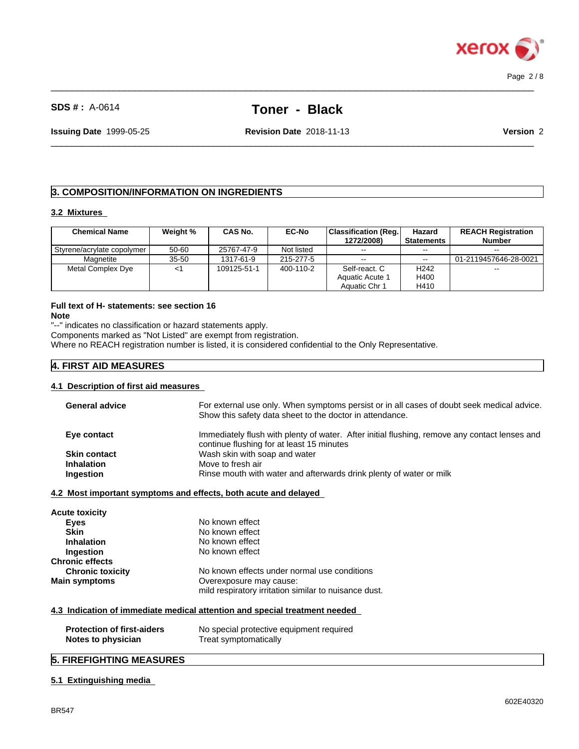### 3. COMPOSITION/INFORMATION ON INGREDIENTS

#### 3.2 Mixtures

| Chemical Name | Weight % | CAS No. | EC-No | Classification (Reg. 1272/2008) | Hazard Statements | REACH Registration Number |
|---|---|---|---|---|---|---|
| Styrene/acrylate copolymer | 50-60 | 25767-47-9 | Not listed | -- | -- | -- |
| Magnetite | 35-50 | 1317-61-9 | 215-277-5 | -- | -- | 01-2119457646-28-0021 |
| Metal Complex Dye | <1 | 109125-51-1 | 400-110-2 | Self-react. C<br>Aquatic Acute 1<br>Aquatic Chr 1 | H242<br>H400<br>H410 | -- |

**Full text of H- statements: see section 16**

**Note**

"--" indicates no classification or hazard statements apply.
Components marked as "Not Listed" are exempt from registration.
Where no REACH registration number is listed, it is considered confidential to the Only Representative.

### 4. FIRST AID MEASURES

#### 4.1 Description of first aid measures

**General advice** For external use only. When symptoms persist or in all cases of doubt seek medical advice. Show this safety data sheet to the doctor in attendance.

**Eye contact** Immediately flush with plenty of water. After initial flushing, remove any contact lenses and continue flushing for at least 15 minutes

**Skin contact** Wash skin with soap and water

**Inhalation** Move to fresh air

**Ingestion** Rinse mouth with water and afterwards drink plenty of water or milk

#### 4.2 Most important symptoms and effects, both acute and delayed

**Acute toxicity**

**Eyes** No known effect

**Skin** No known effect

**Inhalation** No known effect

**Ingestion** No known effect

**Chronic effects**

**Chronic toxicity** No known effects under normal use conditions

**Main symptoms** Overexposure may cause:
mild respiratory irritation similar to nuisance dust.

#### 4.3 Indication of immediate medical attention and special treatment needed

**Protection of first-aiders** No special protective equipment required

**Notes to physician** Treat symptomatically

### 5. FIREFIGHTING MEASURES

#### 5.1 Extinguishing media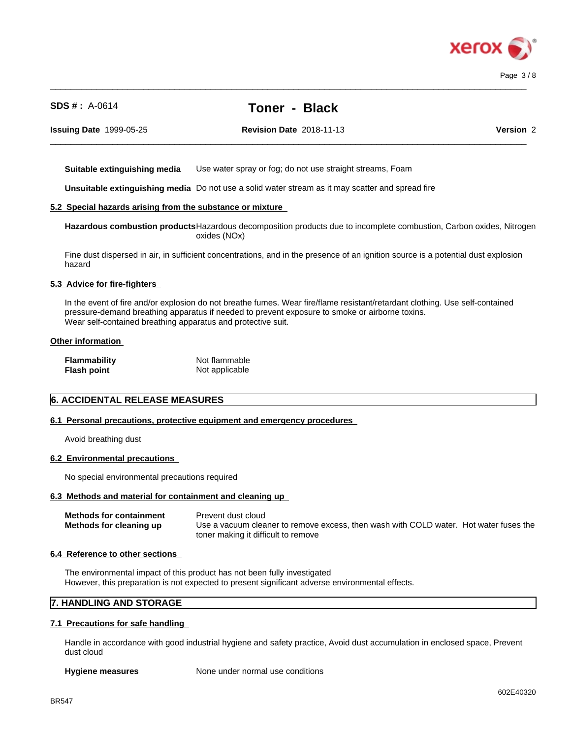**Suitable extinguishing media** Use water spray or fog; do not use straight streams, Foam

**Unsuitable extinguishing media** Do not use a solid water stream as it may scatter and spread fire

### 5.2 Special hazards arising from the substance or mixture

**Hazardous combustion products** Hazardous decomposition products due to incomplete combustion, Carbon oxides, Nitrogen oxides (NOx)

Fine dust dispersed in air, in sufficient concentrations, and in the presence of an ignition source is a potential dust explosion hazard

### 5.3 Advice for fire-fighters

In the event of fire and/or explosion do not breathe fumes. Wear fire/flame resistant/retardant clothing. Use self-contained pressure-demand breathing apparatus if needed to prevent exposure to smoke or airborne toxins.
Wear self-contained breathing apparatus and protective suit.

### Other information

| | |
|---|---|
| **Flammability** | Not flammable |
| **Flash point** | Not applicable |

## 6. ACCIDENTAL RELEASE MEASURES

### 6.1 Personal precautions, protective equipment and emergency procedures

Avoid breathing dust

### 6.2 Environmental precautions

No special environmental precautions required

### 6.3 Methods and material for containment and cleaning up

| | |
|---|---|
| **Methods for containment** | Prevent dust cloud |
| **Methods for cleaning up** | Use a vacuum cleaner to remove excess, then wash with COLD water. Hot water fuses the toner making it difficult to remove |

### 6.4 Reference to other sections

The environmental impact of this product has not been fully investigated
However, this preparation is not expected to present significant adverse environmental effects.

## 7. HANDLING AND STORAGE

### 7.1 Precautions for safe handling

Handle in accordance with good industrial hygiene and safety practice, Avoid dust accumulation in enclosed space, Prevent dust cloud

**Hygiene measures** None under normal use conditions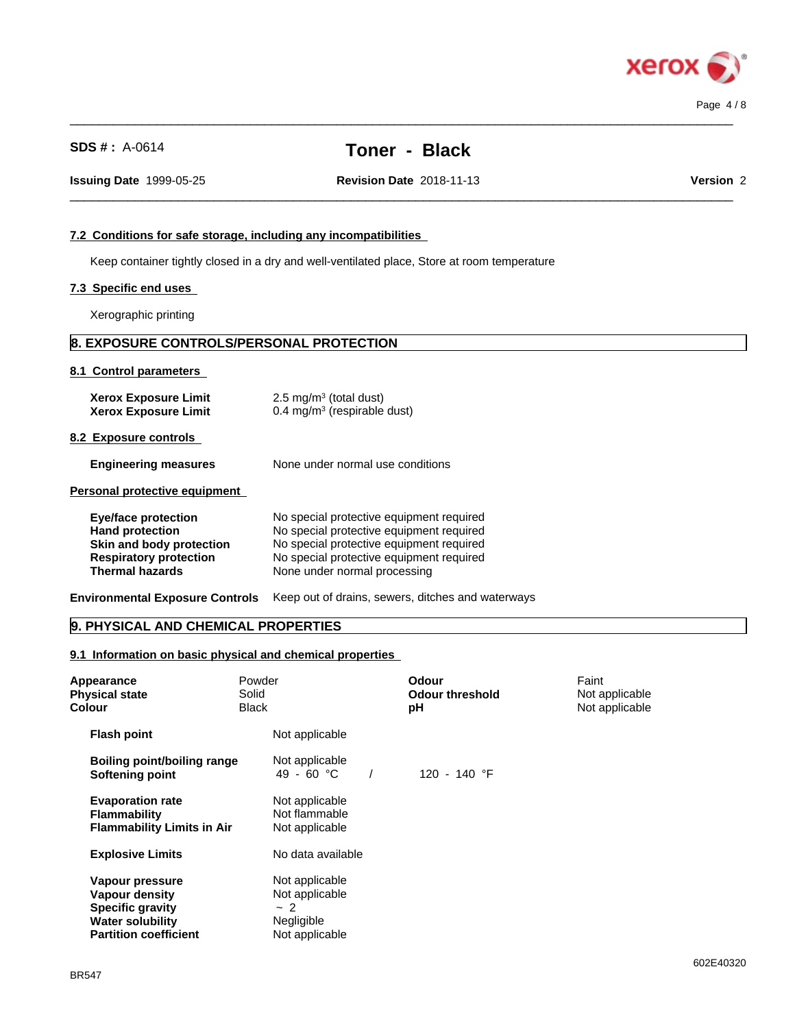### 7.2 Conditions for safe storage, including any incompatibilities

Keep container tightly closed in a dry and well-ventilated place, Store at room temperature

### 7.3 Specific end uses

Xerographic printing

## 8. EXPOSURE CONTROLS/PERSONAL PROTECTION

### 8.1 Control parameters

| | |
|---|---|
| **Xerox Exposure Limit** | 2.5 mg/m³ (total dust) |
| **Xerox Exposure Limit** | 0.4 mg/m³ (respirable dust) |

### 8.2 Exposure controls

| | |
|---|---|
| **Engineering measures** | None under normal use conditions |

**Personal protective equipment**

| | |
|---|---|
| **Eye/face protection** | No special protective equipment required |
| **Hand protection** | No special protective equipment required |
| **Skin and body protection** | No special protective equipment required |
| **Respiratory protection** | No special protective equipment required |
| **Thermal hazards** | None under normal processing |

**Environmental Exposure Controls** Keep out of drains, sewers, ditches and waterways

## 9. PHYSICAL AND CHEMICAL PROPERTIES

### 9.1 Information on basic physical and chemical properties

| | | | |
|---|---|---|---|
| **Appearance** | Powder | **Odour** | Faint |
| **Physical state** | Solid | **Odour threshold** | Not applicable |
| **Colour** | Black | **pH** | Not applicable |

| | |
|---|---|
| **Flash point** | Not applicable |
| **Boiling point/boiling range** | Not applicable |
| **Softening point** | 49 - 60 °C / 120 - 140 °F |
| **Evaporation rate** | Not applicable |
| **Flammability** | Not flammable |
| **Flammability Limits in Air** | Not applicable |
| **Explosive Limits** | No data available |
| **Vapour pressure** | Not applicable |
| **Vapour density** | Not applicable |
| **Specific gravity** | ~ 2 |
| **Water solubility** | Negligible |
| **Partition coefficient** | Not applicable |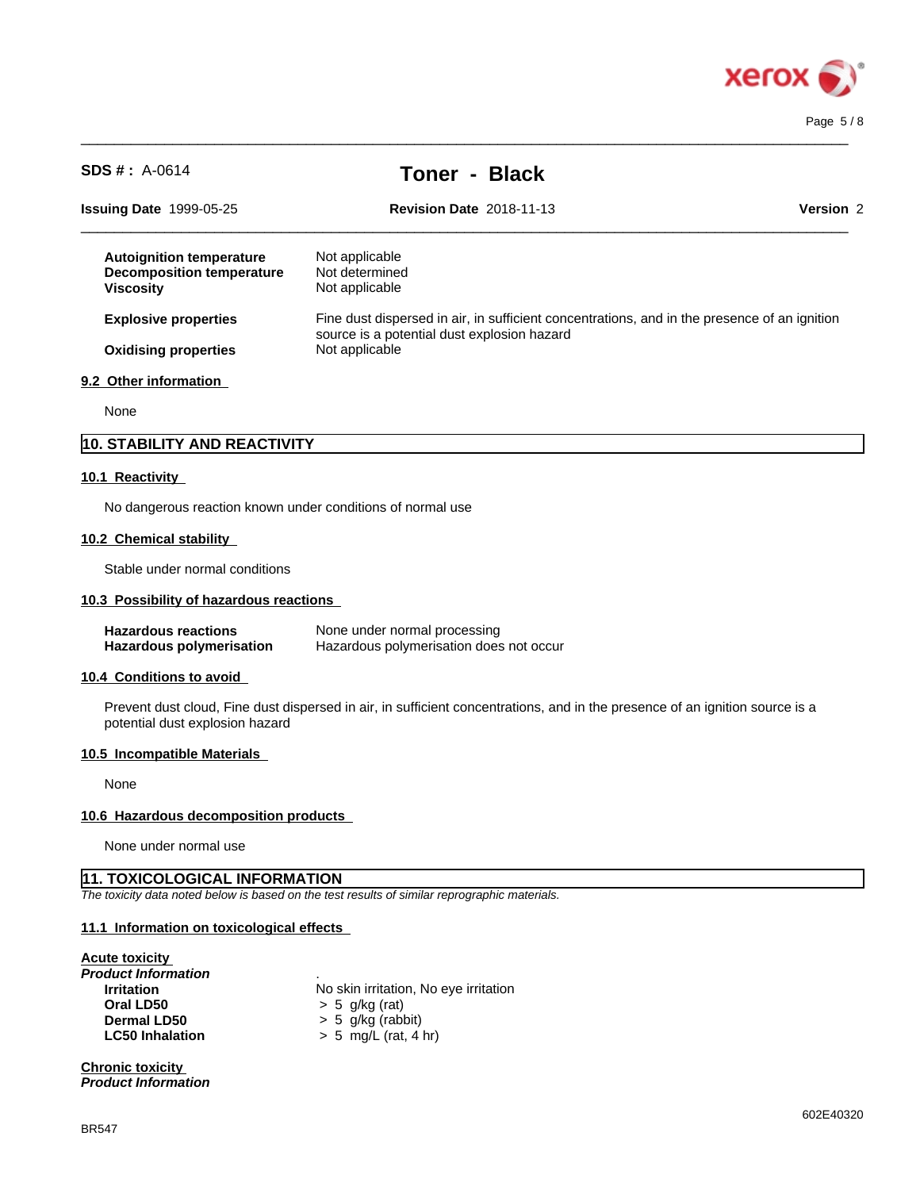| | |
|---|---|
| **Autoignition temperature** | Not applicable |
| **Decomposition temperature** | Not determined |
| **Viscosity** | Not applicable |
| **Explosive properties** | Fine dust dispersed in air, in sufficient concentrations, and in the presence of an ignition source is a potential dust explosion hazard |
| **Oxidising properties** | Not applicable |

### 9.2 Other information

None

## 10. STABILITY AND REACTIVITY

### 10.1 Reactivity

No dangerous reaction known under conditions of normal use

### 10.2 Chemical stability

Stable under normal conditions

### 10.3 Possibility of hazardous reactions

| | |
|---|---|
| **Hazardous reactions** | None under normal processing |
| **Hazardous polymerisation** | Hazardous polymerisation does not occur |

### 10.4 Conditions to avoid

Prevent dust cloud, Fine dust dispersed in air, in sufficient concentrations, and in the presence of an ignition source is a potential dust explosion hazard

### 10.5 Incompatible Materials

None

### 10.6 Hazardous decomposition products

None under normal use

## 11. TOXICOLOGICAL INFORMATION

*The toxicity data noted below is based on the test results of similar reprographic materials.*

### 11.1 Information on toxicological effects

**Acute toxicity**

***Product Information***

| | |
|---|---|
| **Irritation** | No skin irritation, No eye irritation |
| **Oral LD50** | > 5 g/kg (rat) |
| **Dermal LD50** | > 5 g/kg (rabbit) |
| **LC50 Inhalation** | > 5 mg/L (rat, 4 hr) |

**Chronic toxicity**

***Product Information***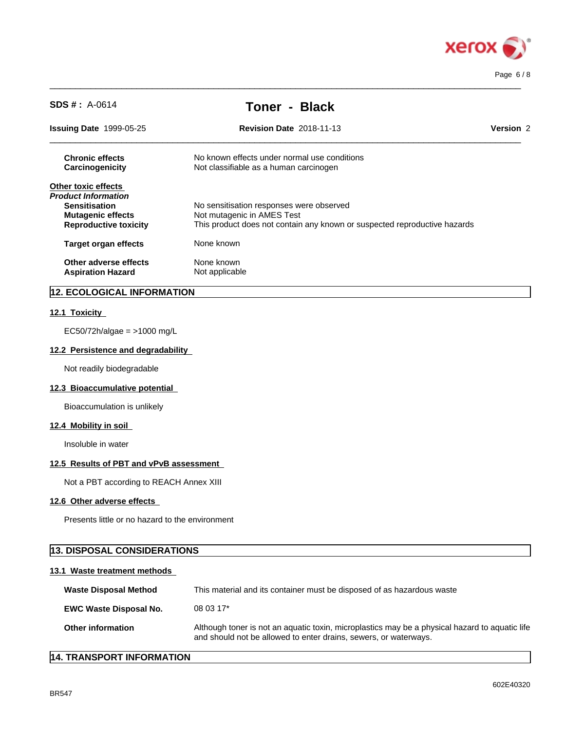| | |
|---|---|
| **Chronic effects** | No known effects under normal use conditions |
| **Carcinogenicity** | Not classifiable as a human carcinogen |

**Other toxic effects**

***Product Information***

| | |
|---|---|
| **Sensitisation** | No sensitisation responses were observed |
| **Mutagenic effects** | Not mutagenic in AMES Test |
| **Reproductive toxicity** | This product does not contain any known or suspected reproductive hazards |
| **Target organ effects** | None known |
| **Other adverse effects** | None known |
| **Aspiration Hazard** | Not applicable |

## 12. ECOLOGICAL INFORMATION

### 12.1 Toxicity

EC50/72h/algae = >1000 mg/L

### 12.2 Persistence and degradability

Not readily biodegradable

### 12.3 Bioaccumulative potential

Bioaccumulation is unlikely

### 12.4 Mobility in soil

Insoluble in water

### 12.5 Results of PBT and vPvB assessment

Not a PBT according to REACH Annex XIII

### 12.6 Other adverse effects

Presents little or no hazard to the environment

## 13. DISPOSAL CONSIDERATIONS

### 13.1 Waste treatment methods

| | |
|---|---|
| **Waste Disposal Method** | This material and its container must be disposed of as hazardous waste |
| **EWC Waste Disposal No.** | 08 03 17* |
| **Other information** | Although toner is not an aquatic toxin, microplastics may be a physical hazard to aquatic life and should not be allowed to enter drains, sewers, or waterways. |

## 14. TRANSPORT INFORMATION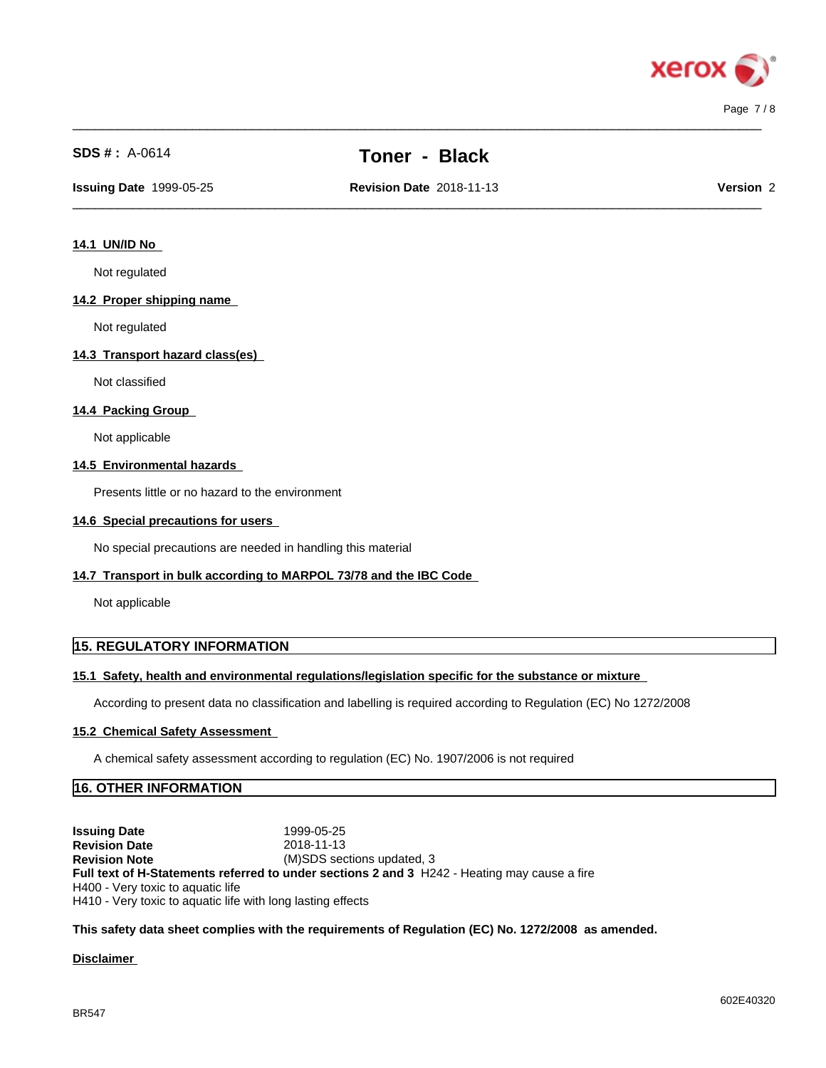#### 14.1 UN/ID No

Not regulated

#### 14.2 Proper shipping name

Not regulated

#### 14.3 Transport hazard class(es)

Not classified

#### 14.4 Packing Group

Not applicable

#### 14.5 Environmental hazards

Presents little or no hazard to the environment

#### 14.6 Special precautions for users

No special precautions are needed in handling this material

#### 14.7 Transport in bulk according to MARPOL 73/78 and the IBC Code

Not applicable

## 15. REGULATORY INFORMATION

#### 15.1 Safety, health and environmental regulations/legislation specific for the substance or mixture

According to present data no classification and labelling is required according to Regulation (EC) No 1272/2008

#### 15.2 Chemical Safety Assessment

A chemical safety assessment according to regulation (EC) No. 1907/2006 is not required

## 16. OTHER INFORMATION

**Issuing Date** 1999-05-25
**Revision Date** 2018-11-13
**Revision Note** (M)SDS sections updated, 3
**Full text of H-Statements referred to under sections 2 and 3** H242 - Heating may cause a fire
H400 - Very toxic to aquatic life
H410 - Very toxic to aquatic life with long lasting effects

**This safety data sheet complies with the requirements of Regulation (EC) No. 1272/2008 as amended.**

#### Disclaimer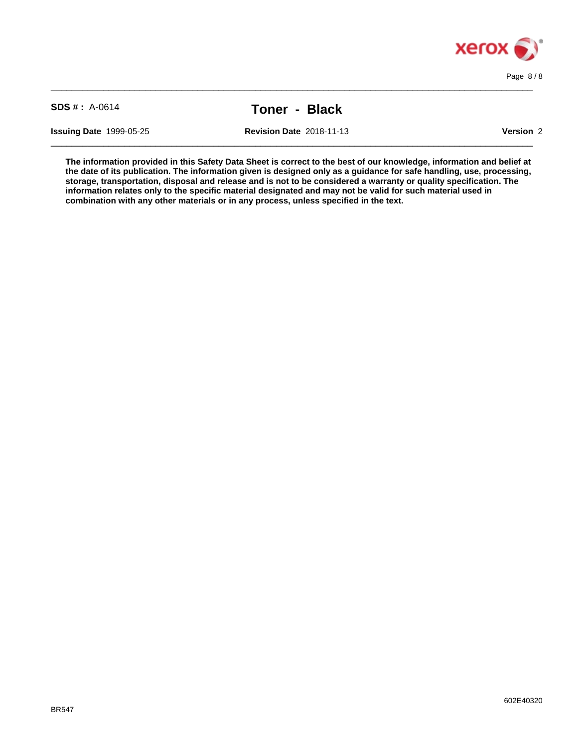**The information provided in this Safety Data Sheet is correct to the best of our knowledge, information and belief at the date of its publication. The information given is designed only as a guidance for safe handling, use, processing, storage, transportation, disposal and release and is not to be considered a warranty or quality specification. The information relates only to the specific material designated and may not be valid for such material used in combination with any other materials or in any process, unless specified in the text.**